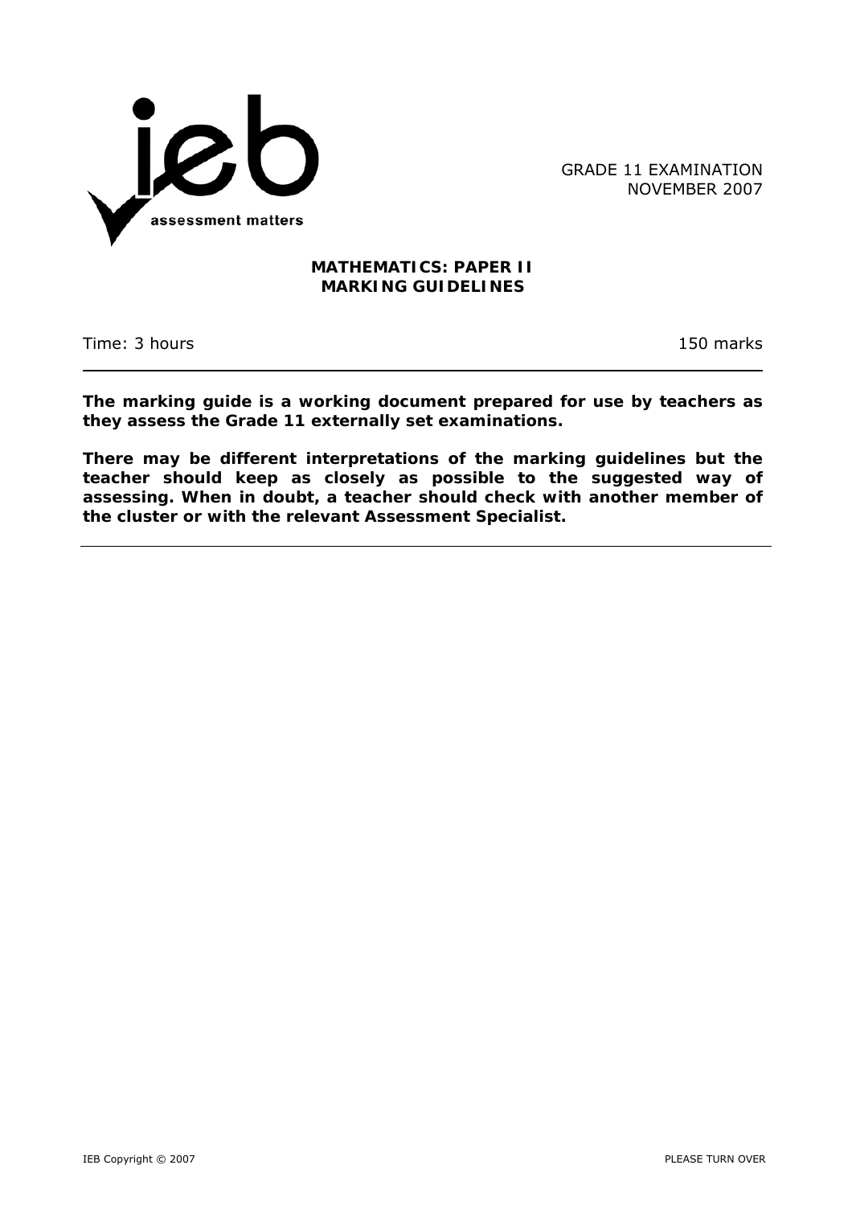GRADE 11 EXAMINATION
NOVEMBER 2007

# MATHEMATICS: PAPER II
# MARKING GUIDELINES

Time: 3 hours | 150 marks

---

**The marking guide is a working document prepared for use by teachers as they assess the Grade 11 externally set examinations.**

**There may be different interpretations of the marking guidelines but the teacher should keep as closely as possible to the suggested way of assessing. When in doubt, a teacher should check with another member of the cluster or with the relevant Assessment Specialist.**

---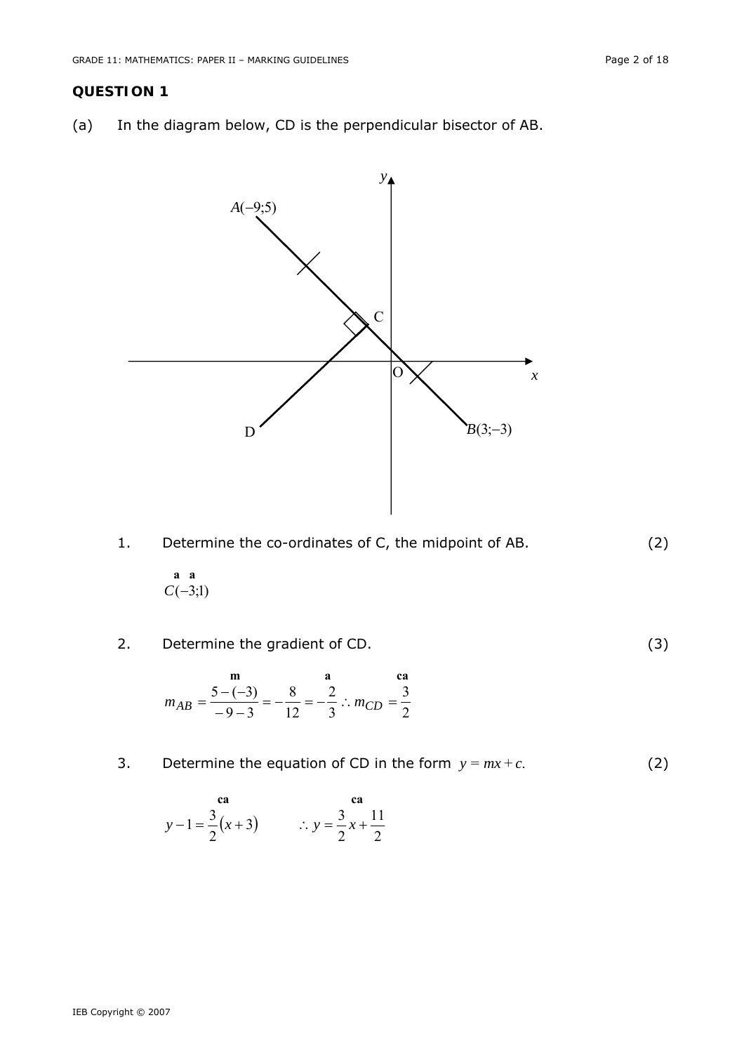## QUESTION 1

(a) In the diagram below, CD is the perpendicular bisector of AB.

1. Determine the co-ordinates of C, the midpoint of AB. (2)

   $\overset{\textbf{a}}{} \; \overset{\textbf{a}}{}$
   $C(-3;1)$

2. Determine the gradient of CD. (3)

   $$m_{AB} \overset{\textbf{m}}{=} \frac{5-(-3)}{-9-3} = -\frac{8}{12} = \overset{\textbf{a}}{-\frac{2}{3}} \therefore m_{CD} \overset{\textbf{ca}}{=} \frac{3}{2}$$

3. Determine the equation of CD in the form $y = mx + c.$ (2)

   $$\overset{\textbf{ca}}{y - 1 = \frac{3}{2}(x+3)} \qquad \overset{\textbf{ca}}{\therefore y = \frac{3}{2}x + \frac{11}{2}}$$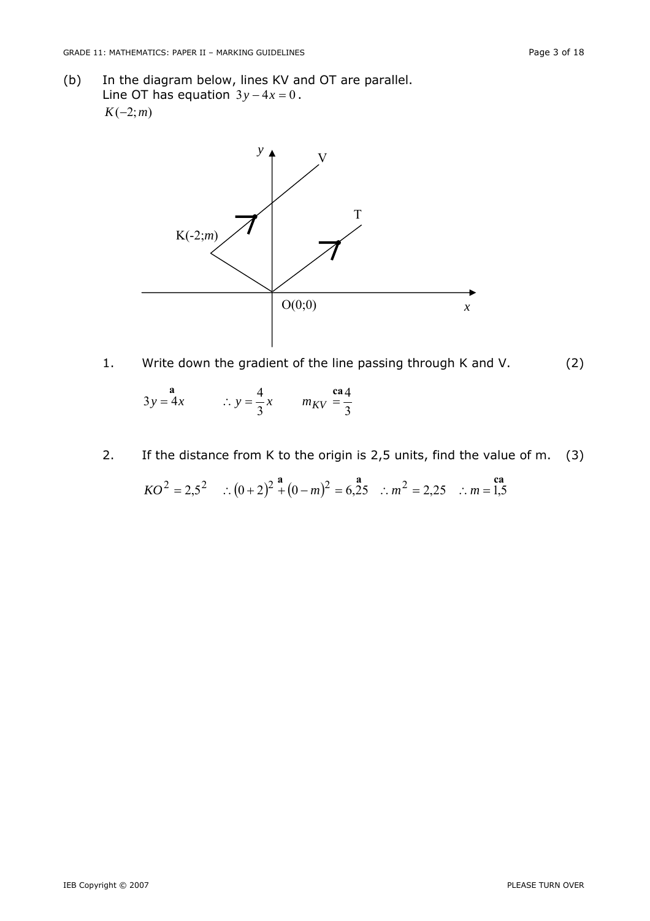(b) In the diagram below, lines KV and OT are parallel.
Line OT has equation $3y - 4x = 0$.
$K(-2; m)$

1. Write down the gradient of the line passing through K and V. (2)

$3y = \overset{\textbf{a}}{4}x \qquad \therefore y = \frac{4}{3}x \qquad m_{KV} \overset{\textbf{ca}}{=} \frac{4}{3}$

2. If the distance from K to the origin is 2,5 units, find the value of m. (3)

$KO^2 = 2{,}5^2 \quad \therefore (0+2)^2 \overset{\textbf{a}}{+} (0-m)^2 = \overset{\textbf{a}}{6{,}25} \quad \therefore m^2 = 2{,}25 \quad \therefore m = \overset{\textbf{ca}}{1{,}5}$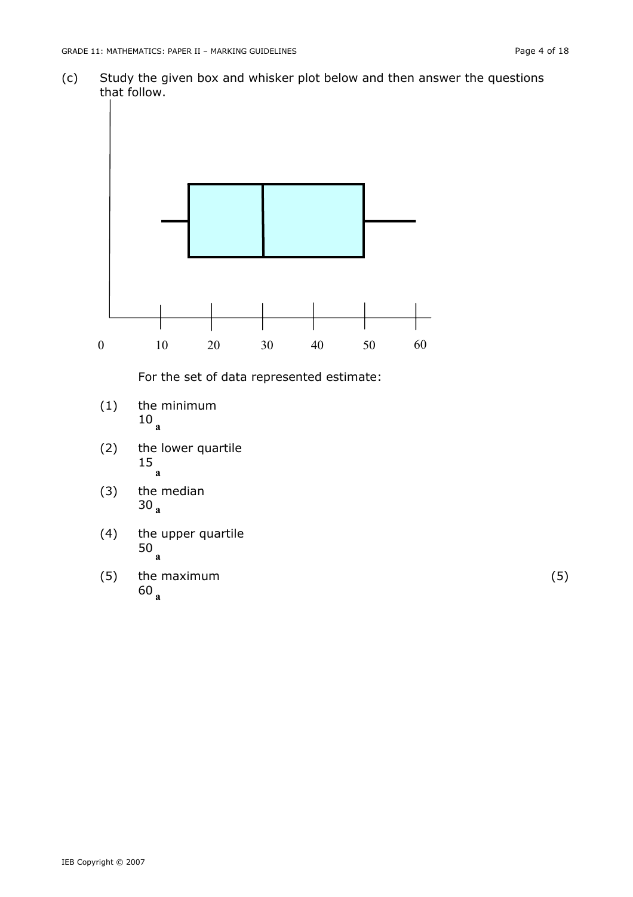(c) Study the given box and whisker plot below and then answer the questions that follow.

For the set of data represented estimate:

(1) the minimum
10 a

(2) the lower quartile
15 a

(3) the median
30 a

(4) the upper quartile
50 a

(5) the maximum (5)
60 a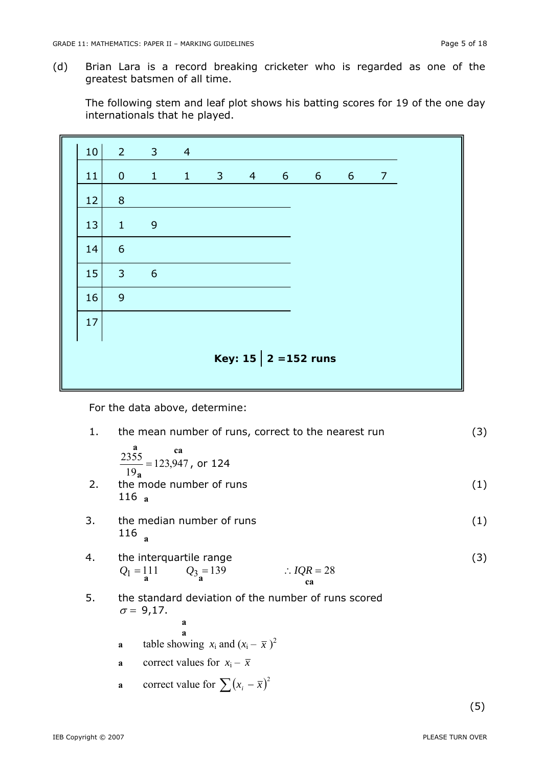(d) Brian Lara is a record breaking cricketer who is regarded as one of the greatest batsmen of all time.

The following stem and leaf plot shows his batting scores for 19 of the one day internationals that he played.

| | | | | | | | | | |
|---|---|---|---|---|---|---|---|---|---|
| 10 | 2 | 3 | 4 | | | | | | |
| 11 | 0 | 1 | 1 | 3 | 4 | 6 | 6 | 6 | 7 |
| 12 | 8 | | | | | | | | |
| 13 | 1 | 9 | | | | | | | |
| 14 | 6 | | | | | | | | |
| 15 | 3 | 6 | | | | | | | |
| 16 | 9 | | | | | | | | |
| 17 | | | | | | | | | |

**Key: 15 | 2 =152 runs**

For the data above, determine:

1. the mean number of runs, correct to the nearest run (3)

   $\frac{2355}{19} = 123{,}947$, or 124 (a, a, ca)

2. the mode number of runs (1)

   116 a

3. the median number of runs (1)

   116 a

4. the interquartile range (3)

   $Q_1 = 111$ a $\quad Q_3 = 139$ a $\quad \therefore IQR = 28$ ca

5. the standard deviation of the number of runs scored

   $\sigma =$ 9,17.

   a
   a

   a table showing $x_i$ and $(x_i - \bar{x})^2$

   a correct values for $x_i - \bar{x}$

   a correct value for $\sum (x_i - \bar{x})^2$

(5)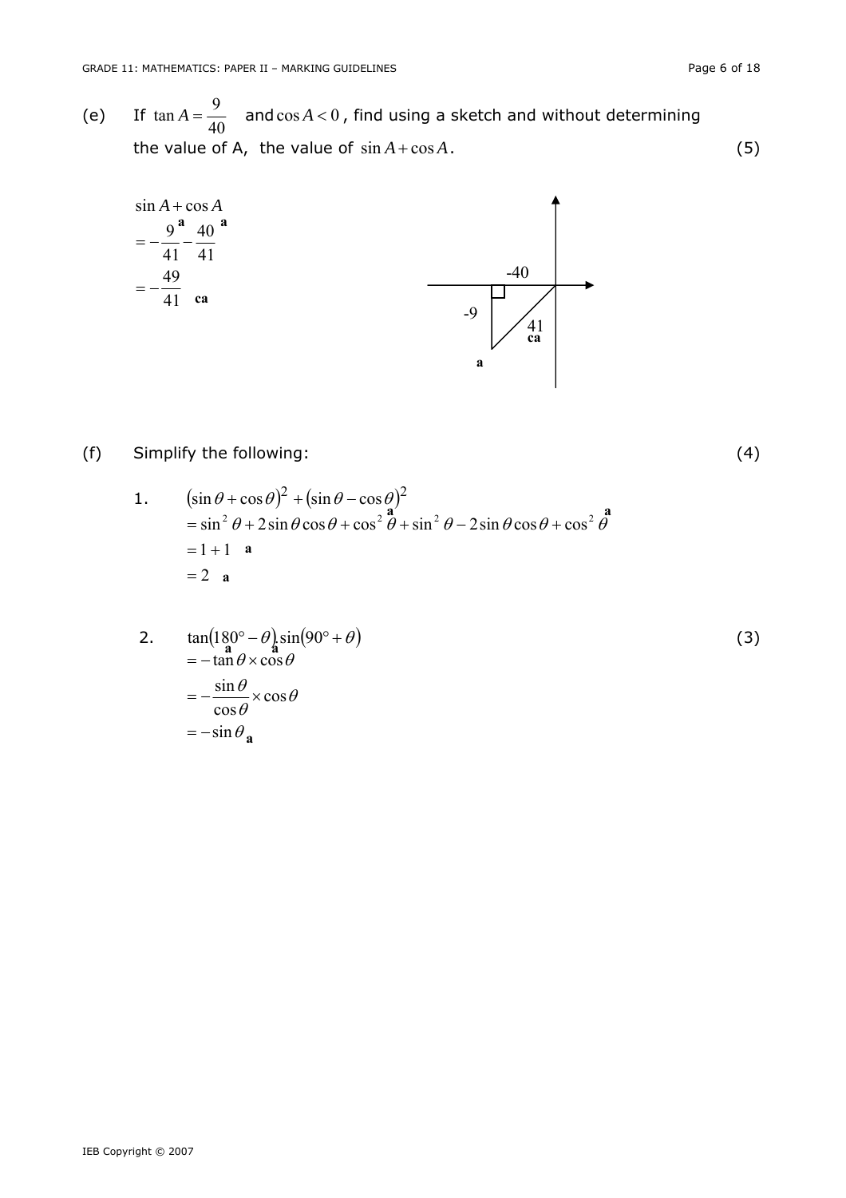(e) If $\tan A = \frac{9}{40}$ and $\cos A < 0$, find using a sketch and without determining the value of A, the value of $\sin A + \cos A$. (5)

$$\sin A + \cos A$$
$$= -\frac{9}{41} - \frac{40}{41} \quad \text{a} \quad \text{a}$$
$$= -\frac{49}{41} \quad \text{ca}$$

Sketch: right-angled triangle in the third quadrant with horizontal side $-40$, vertical side $-9$ and hypotenuse $41$ **ca** **a**

(f) Simplify the following: (4)

1. $(\sin\theta + \cos\theta)^2 + (\sin\theta - \cos\theta)^2$

$$= \sin^2\theta + 2\sin\theta\cos\theta + \cos^2\theta + \sin^2\theta - 2\sin\theta\cos\theta + \cos^2\theta \quad \text{a} \quad \text{a}$$
$$= 1 + 1 \quad \text{a}$$
$$= 2 \quad \text{a}$$

2. $\tan(180° - \theta).\sin(90° + \theta)$ (3)

$$= -\tan\theta \times \cos\theta \quad \text{a} \quad \text{a}$$
$$= -\frac{\sin\theta}{\cos\theta} \times \cos\theta$$
$$= -\sin\theta \quad \text{a}$$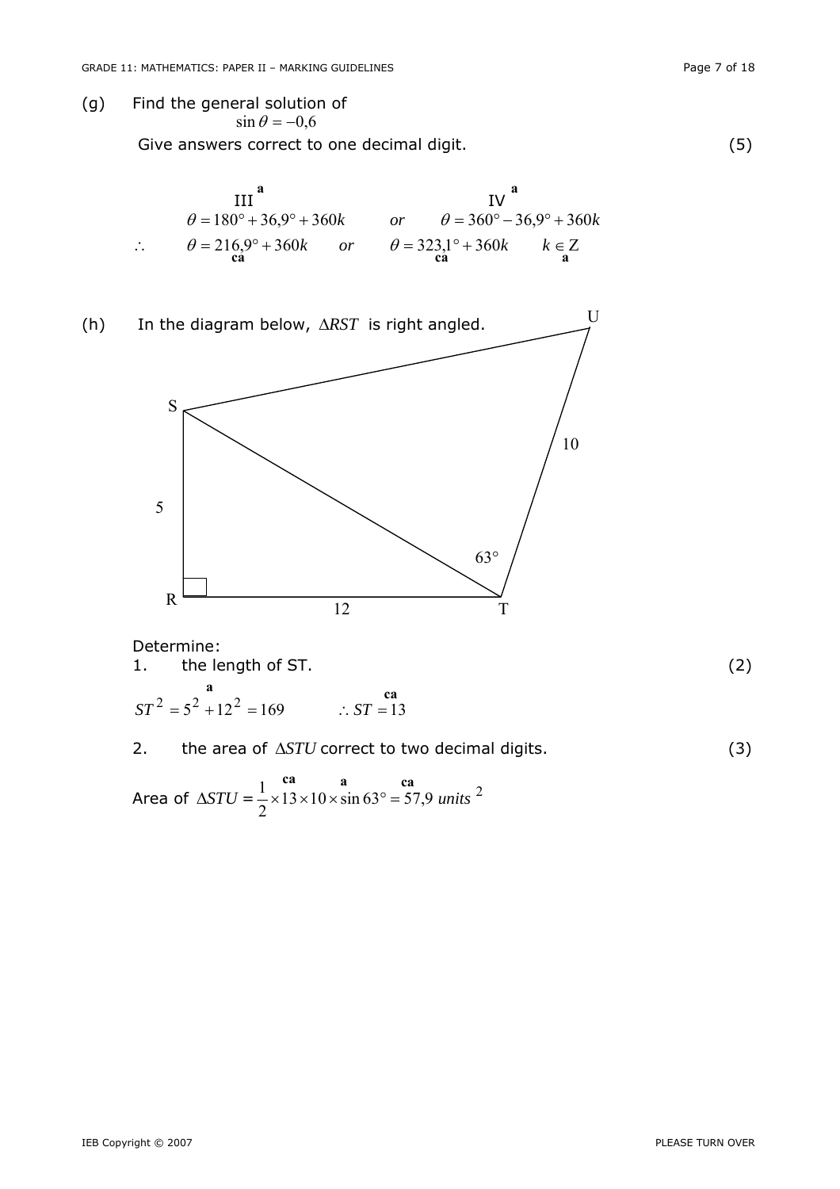(g) Find the general solution of

$$\sin\theta = -0{,}6$$

Give answers correct to one decimal digit. (5)

$$\overset{\mathbf{a}}{\text{III}} \qquad\qquad\qquad\qquad \overset{\mathbf{a}}{\text{IV}}$$

$$\theta = 180° + 36{,}9° + 360k \qquad or \qquad \theta = 360° - 36{,}9° + 360k$$

$$\therefore \quad \underset{\mathbf{ca}}{\theta = 216{,}9° + 360k} \qquad or \qquad \underset{\mathbf{ca}}{\theta = 323{,}1° + 360k} \qquad \underset{\mathbf{a}}{k \in Z}$$

(h) In the diagram below, $\Delta RST$ is right angled.

Determine:

1. the length of ST. (2)

$$\overset{\mathbf{a}}{ST^2 = 5^2 + 12^2 = 169} \qquad \overset{\mathbf{ca}}{\therefore ST = 13}$$

2. the area of $\Delta STU$ correct to two decimal digits. (3)

Area of $\Delta STU = \frac{1}{2} \times \overset{\mathbf{ca}}{13} \times \overset{\mathbf{a}}{10 \times \sin 63°} = \overset{\mathbf{ca}}{57{,}9}\ units^2$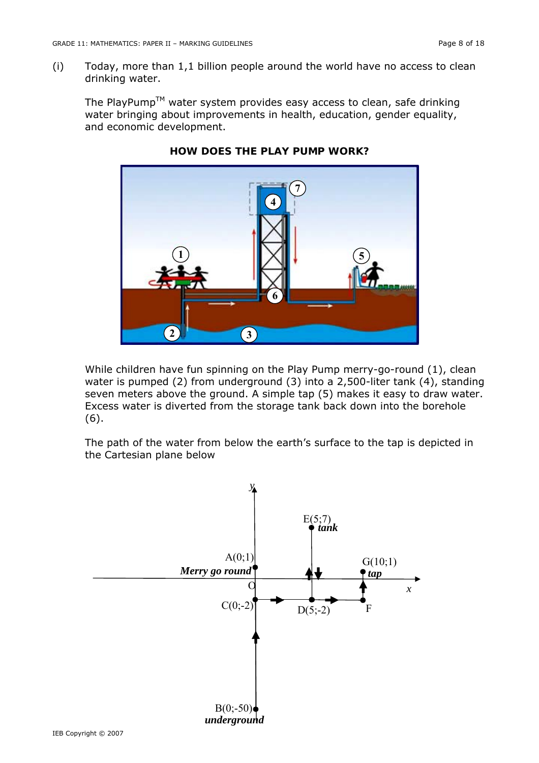(i) Today, more than 1,1 billion people around the world have no access to clean drinking water.

The PlayPump™ water system provides easy access to clean, safe drinking water bringing about improvements in health, education, gender equality, and economic development.

**HOW DOES THE PLAY PUMP WORK?**

While children have fun spinning on the Play Pump merry-go-round (1), clean water is pumped (2) from underground (3) into a 2,500-liter tank (4), standing seven meters above the ground. A simple tap (5) makes it easy to draw water. Excess water is diverted from the storage tank back down into the borehole (6).

The path of the water from below the earth's surface to the tap is depicted in the Cartesian plane below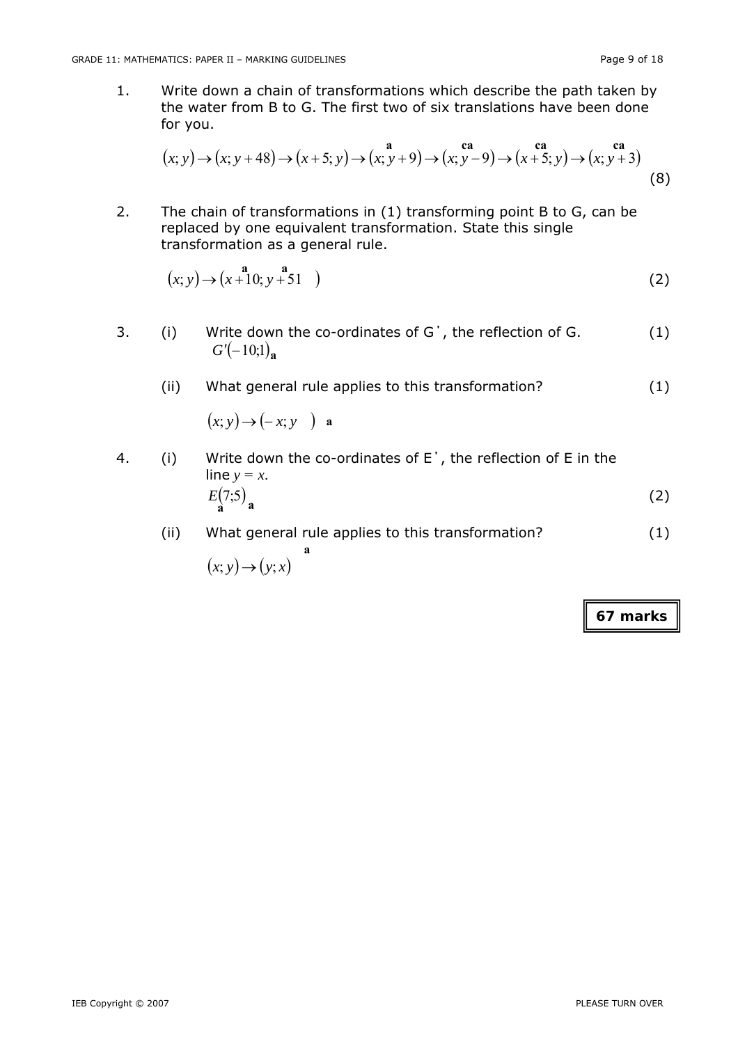1. Write down a chain of transformations which describe the path taken by the water from B to G. The first two of six translations have been done for you.

$$(x;y) \rightarrow (x;y+48) \rightarrow (x+5;y) \rightarrow \overset{\mathbf{a}}{(x;y+9)} \rightarrow \overset{\mathbf{ca}}{(x;y-9)} \rightarrow \overset{\mathbf{ca}}{(x+5;y)} \rightarrow \overset{\mathbf{ca}}{(x;y+3)}$$

(8)

2. The chain of transformations in (1) transforming point B to G, can be replaced by one equivalent transformation. State this single transformation as a general rule.

$$(x;y) \rightarrow (x \overset{\mathbf{a}}{+} 10; y \overset{\mathbf{a}}{+} 51 \quad )$$

(2)

3. (i) Write down the co-ordinates of G', the reflection of G. (1)

$G'(-10;1)_{\mathbf{a}}$

(ii) What general rule applies to this transformation? (1)

$(x;y) \rightarrow (-x;y \quad ) \ \mathbf{a}$

4. (i) Write down the co-ordinates of E', the reflection of E in the line $y = x$.

$\underset{\mathbf{a}}{E}(7;5)_{\mathbf{a}}$ (2)

(ii) What general rule applies to this transformation? (1)

$(x;y) \rightarrow (y;x) \quad \mathbf{a}$

**67 marks**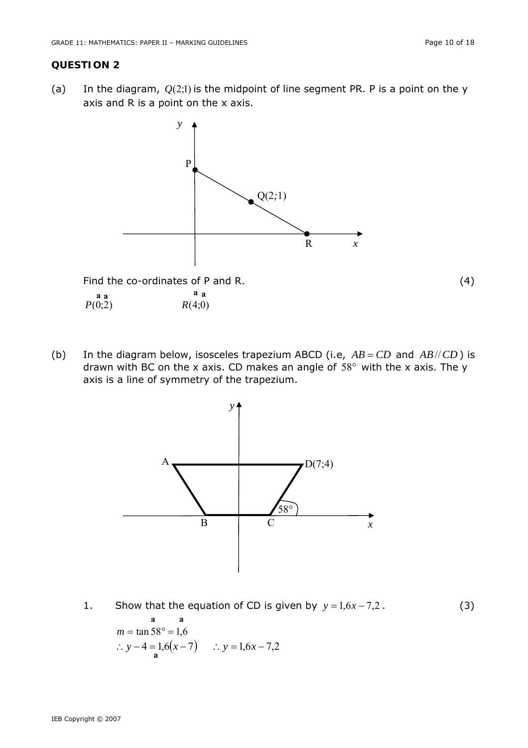## QUESTION 2

(a) In the diagram, $Q(2;1)$ is the midpoint of line segment PR. P is a point on the y axis and R is a point on the x axis.

Find the co-ordinates of P and R. (4)

$\overset{\text{a a}}{P(0;2)}$ $\qquad$ $\overset{\text{a a}}{R(4;0)}$

(b) In the diagram below, isosceles trapezium ABCD (i.e, $AB = CD$ and $AB // CD$) is drawn with BC on the x axis. CD makes an angle of $58°$ with the x axis. The y axis is a line of symmetry of the trapezium.

1. Show that the equation of CD is given by $y = 1{,}6x - 7{,}2$. (3)

$m = \tan 58° = 1{,}6$ (a) (a)

$\therefore y - 4 = 1{,}6(x - 7) \qquad \therefore y = 1{,}6x - 7{,}2$ (a)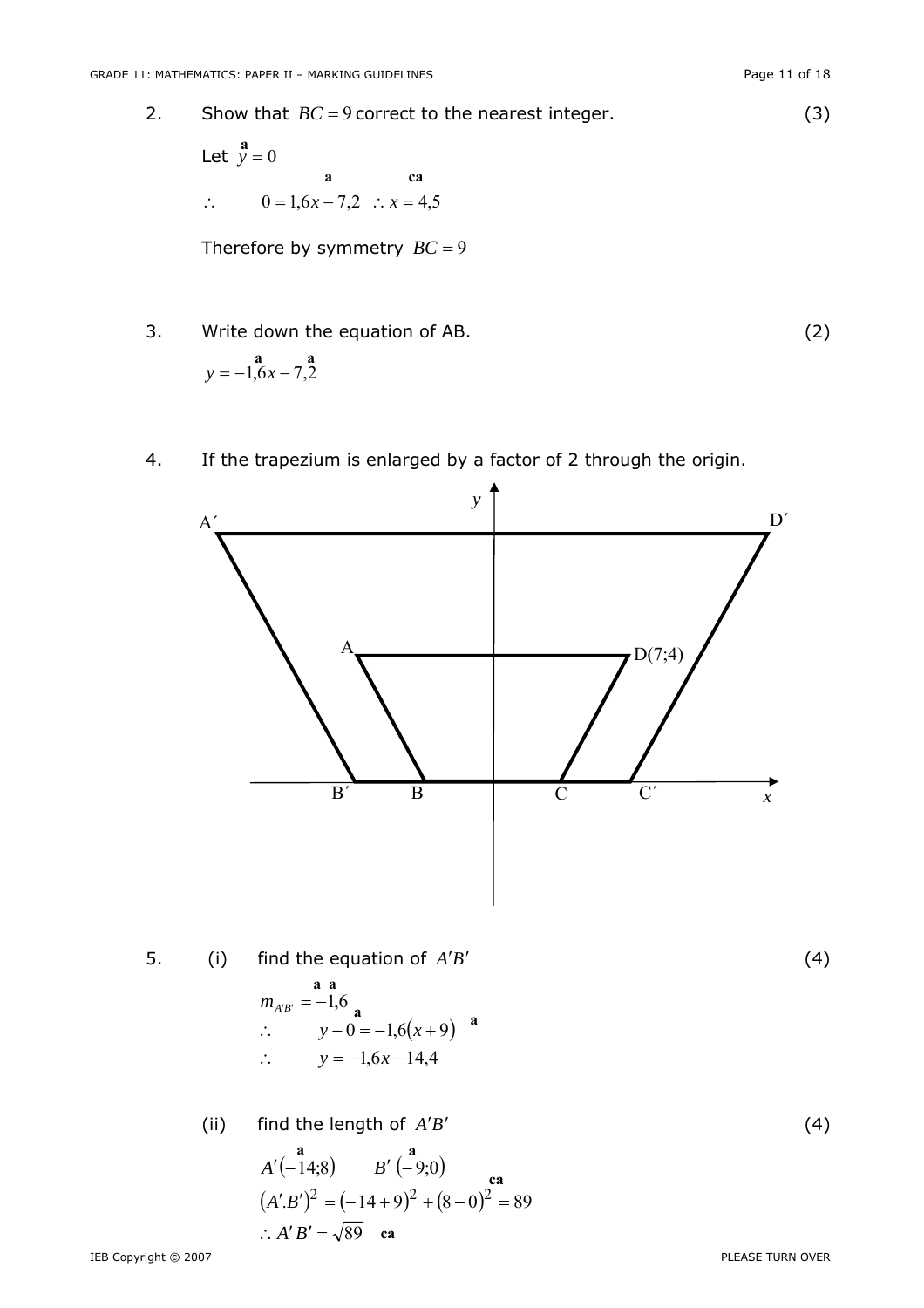2. Show that $BC = 9$ correct to the nearest integer. (3)

Let $\overset{a}{y} = 0$

$\therefore \quad \overset{a}{0 = 1{,}6x - 7{,}2} \quad \therefore \overset{ca}{x = 4{,}5}$

Therefore by symmetry $BC = 9$

3. Write down the equation of AB. (2)

$y = \overset{a}{-1{,}6x} \overset{a}{- 7{,}2}$

4. If the trapezium is enlarged by a factor of 2 through the origin.

5. (i) find the equation of $A'B'$ (4)

$\overset{a\ a}{m_{A'B'} = -1{,}6}$

$\therefore \quad \overset{a}{y - 0 = -1{,}6(x + 9)} \quad a$

$\therefore \quad y = -1{,}6x - 14{,}4$

(ii) find the length of $A'B'$ (4)

$\overset{a}{A'(-14;8)} \qquad \overset{a}{B'(-9;0)}$

$(A'.B')^2 = (-14 + 9)^2 + (8 - 0)^2 = \overset{ca}{89}$

$\therefore A'B' = \sqrt{89} \quad$ ca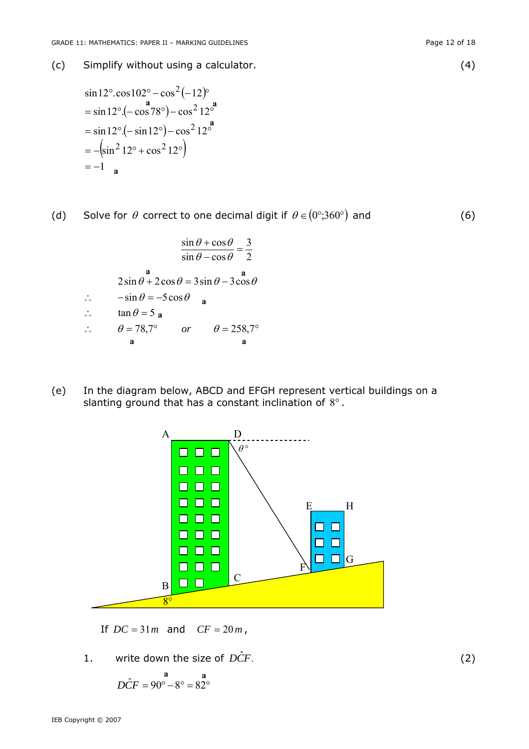(c) Simplify without using a calculator. (4)

$$
\begin{aligned}
&\sin 12^\circ.\cos 102^\circ - \cos^2(-12)^\circ \\
&= \sin 12^\circ.(-\cos 78^\circ) - \cos^2 12^\circ \quad \text{a} \quad \text{a} \\
&= \sin 12^\circ.(-\sin 12^\circ) - \cos^2 12^\circ \quad \text{a} \\
&= -(\sin^2 12^\circ + \cos^2 12^\circ) \\
&= -1 \quad \text{a}
\end{aligned}
$$

(d) Solve for $\theta$ correct to one decimal digit if $\theta \in (0^\circ;360^\circ)$ and (6)

$$\frac{\sin\theta + \cos\theta}{\sin\theta - \cos\theta} = \frac{3}{2}$$

$$
\begin{aligned}
&2\sin\theta + 2\cos\theta = 3\sin\theta - 3\cos\theta \quad \text{a} \quad \text{a} \\
\therefore \quad & -\sin\theta = -5\cos\theta \quad \text{a} \\
\therefore \quad & \tan\theta = 5 \quad \text{a} \\
\therefore \quad & \theta = 78{,}7^\circ \quad \text{a} \quad or \quad \theta = 258{,}7^\circ \quad \text{a}
\end{aligned}
$$

(e) In the diagram below, ABCD and EFGH represent vertical buildings on a slanting ground that has a constant inclination of $8^\circ$.

If $DC = 31\,m$ and $CF = 20\,m$,

1. write down the size of $D\hat{C}F$. (2)

$$D\hat{C}F = 90^\circ - 8^\circ = 82^\circ \quad \text{a} \quad \text{a}$$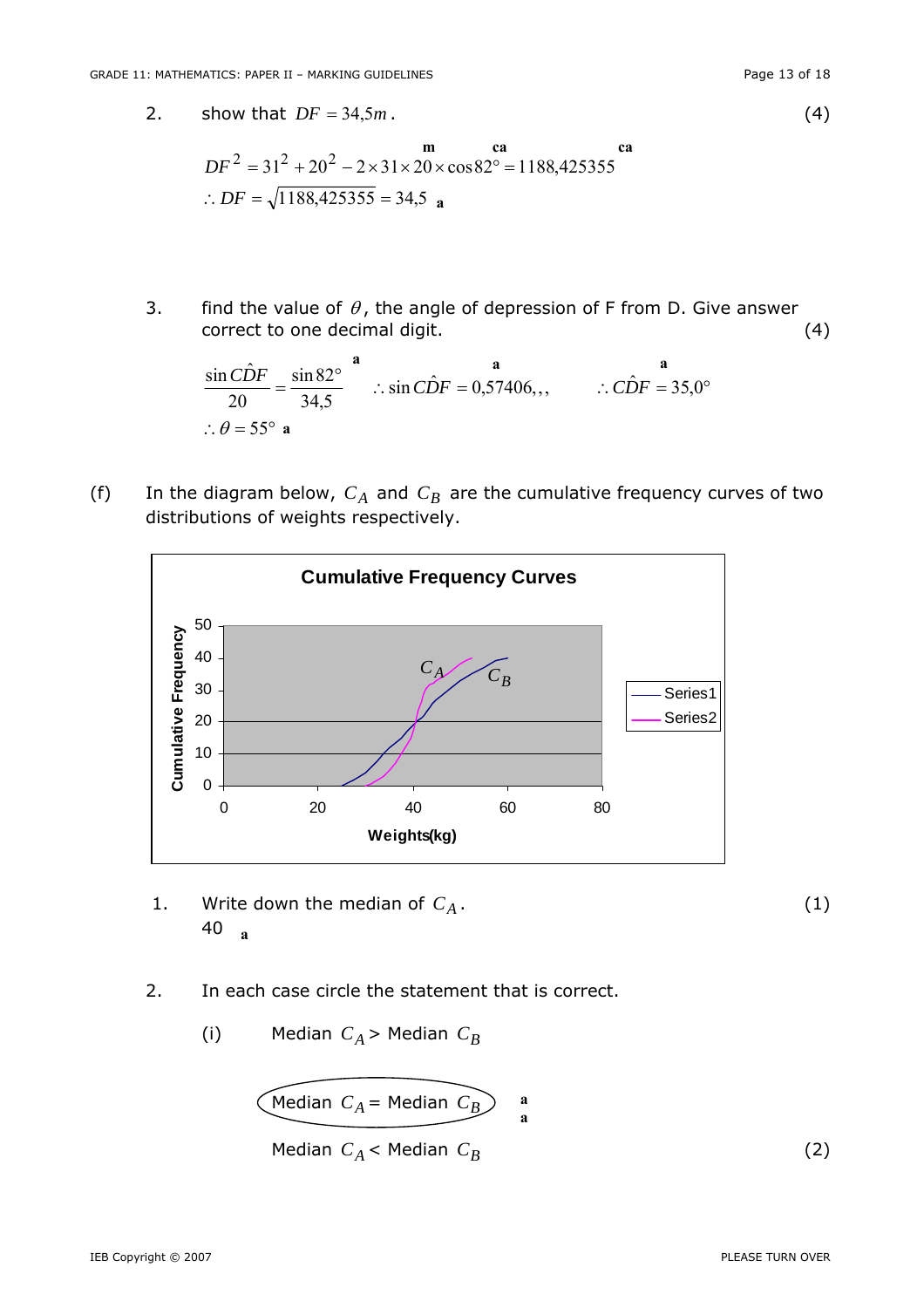2. show that $DF = 34{,}5m$. (4)

$$DF^2 = 31^2 + 20^2 - 2 \times 31 \times 20 \times \cos 82° = 1188{,}425355$$ m ca ca

$$\therefore DF = \sqrt{1188{,}425355} = 34{,}5$$ a

3. find the value of $\theta$, the angle of depression of F from D. Give answer correct to one decimal digit. (4)

$$\frac{\sin C\hat{D}F}{20} = \frac{\sin 82°}{34{,}5} \quad \therefore \sin C\hat{D}F = 0{,}57406,,, \quad \therefore C\hat{D}F = 35{,}0°$$ a a a

$$\therefore \theta = 55°$$ a

(f) In the diagram below, $C_A$ and $C_B$ are the cumulative frequency curves of two distributions of weights respectively.

1. Write down the median of $C_A$. (1)

40 a

2. In each case circle the statement that is correct.

(i) Median $C_A$ > Median $C_B$

**(circled)** Median $C_A$ = Median $C_B$ a a

Median $C_A$ < Median $C_B$ (2)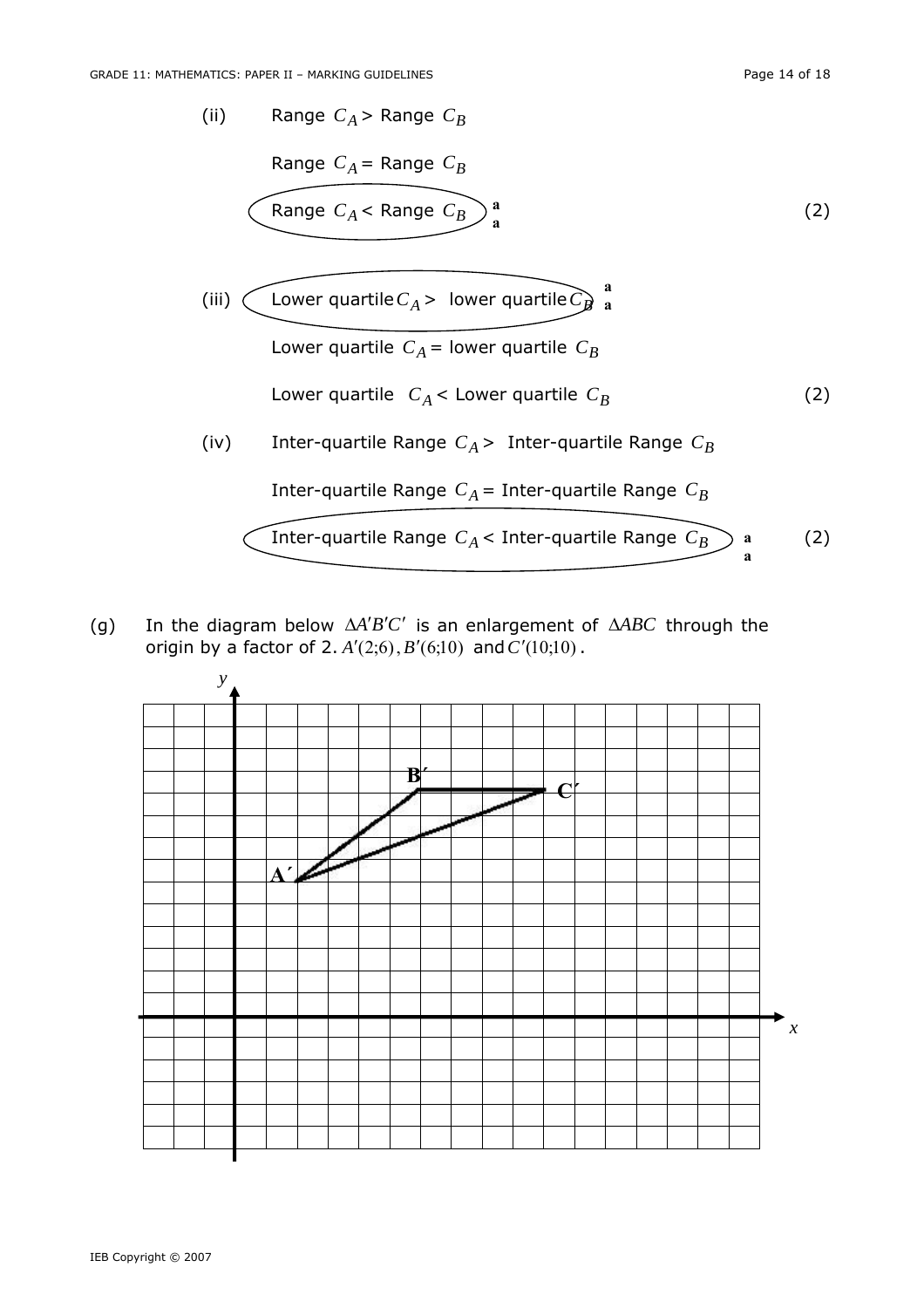(ii) Range $C_A$ > Range $C_B$

Range $C_A$ = Range $C_B$

**Range $C_A$ < Range $C_B$** a a (2)

(iii) **Lower quartile $C_A$ > lower quartile $C_B$** a a

Lower quartile $C_A$ = lower quartile $C_B$

Lower quartile $C_A$ < Lower quartile $C_B$ (2)

(iv) Inter-quartile Range $C_A$ > Inter-quartile Range $C_B$

Inter-quartile Range $C_A$ = Inter-quartile Range $C_B$

**Inter-quartile Range $C_A$ < Inter-quartile Range $C_B$** a a (2)

(g) In the diagram below $\Delta A'B'C'$ is an enlargement of $\Delta ABC$ through the origin by a factor of 2. $A'(2;6)$, $B'(6;10)$ and $C'(10;10)$.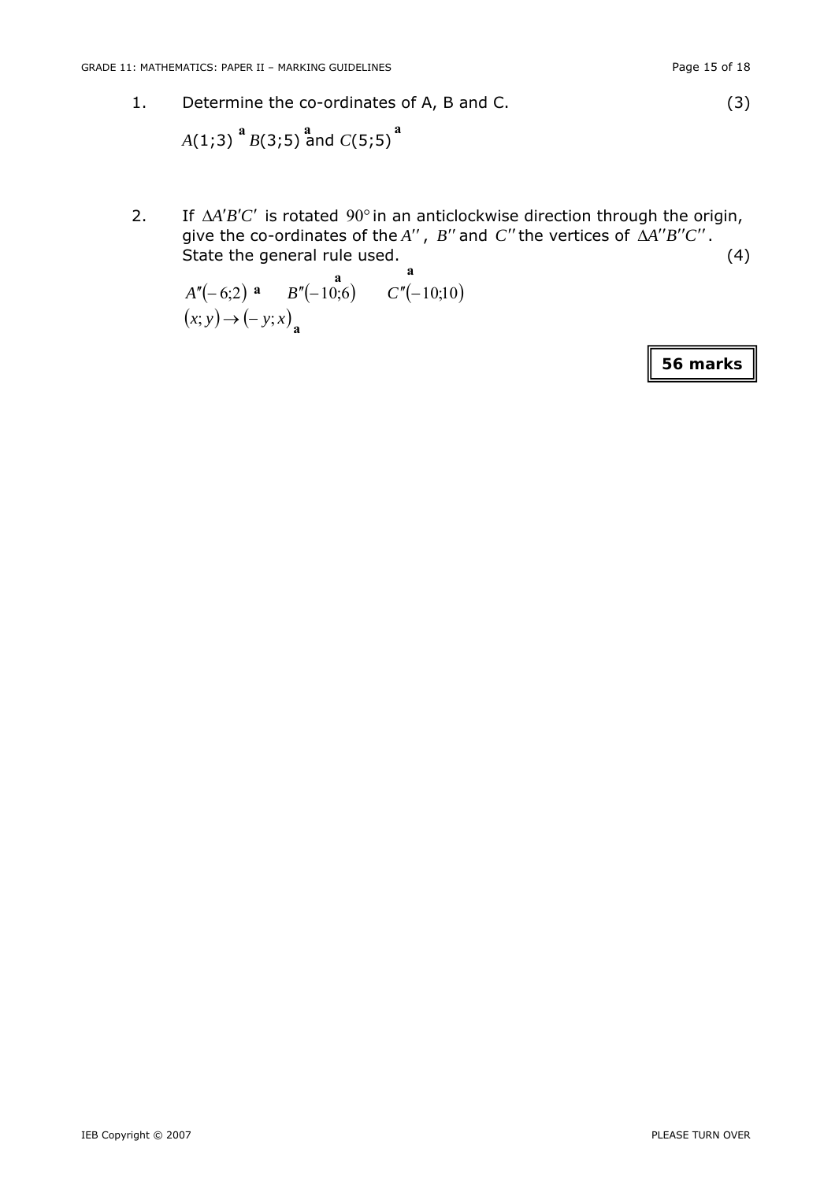1. Determine the co-ordinates of A, B and C. (3)

   $A(1;3)$ ✓ $B(3;5)$ ✓ and $C(5;5)$ ✓

2. If $\Delta A'B'C'$ is rotated $90°$ in an anticlockwise direction through the origin, give the co-ordinates of the $A''$, $B''$ and $C''$ the vertices of $\Delta A''B''C''$. State the general rule used. (4)

   $A''(-6;2)$ ✓ $B''(-10;6)$ ✓ $C''(-10;10)$ ✓

   $(x;y) \to (-y;x)$ ✓

**56 marks**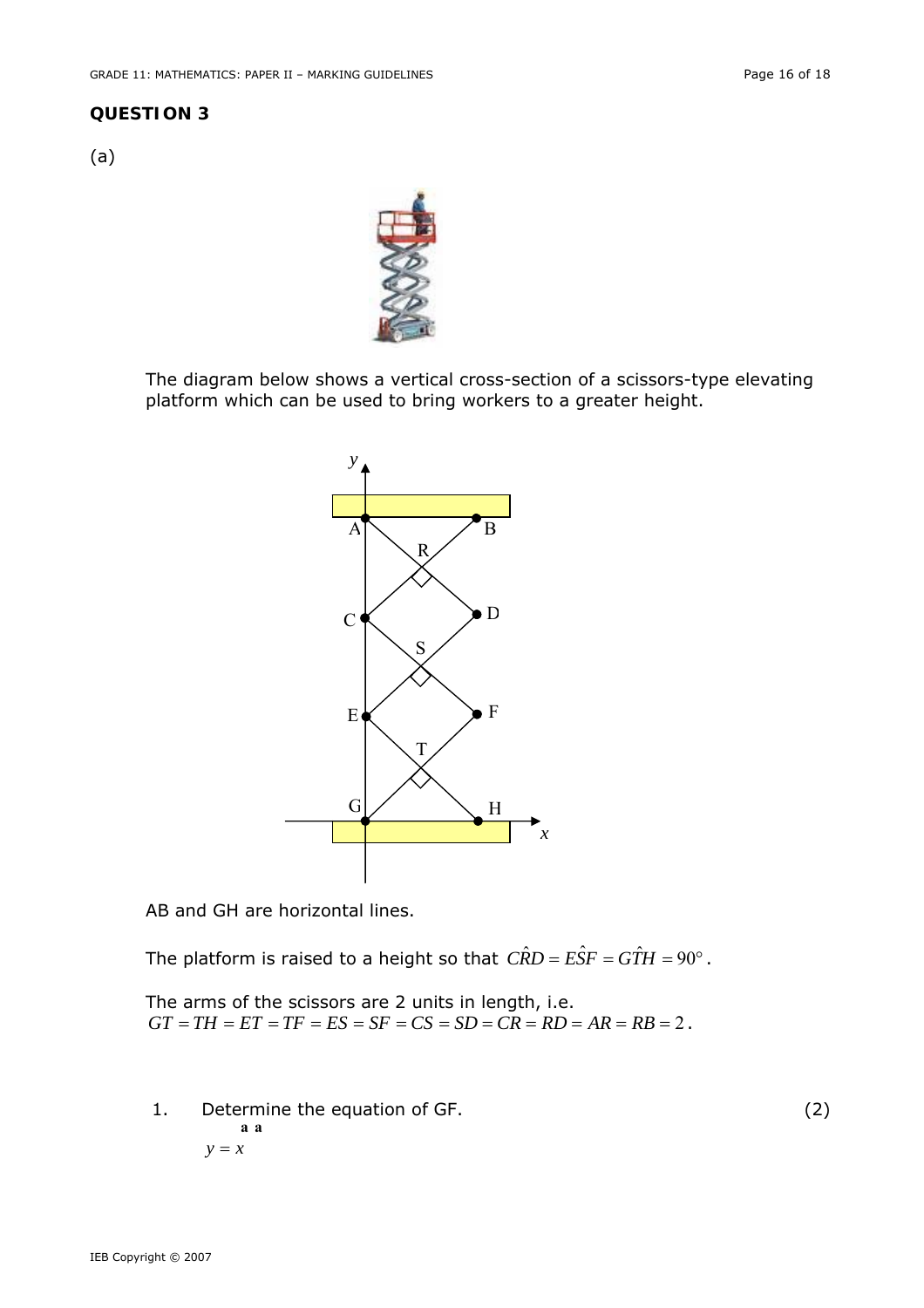## QUESTION 3

(a)

The diagram below shows a vertical cross-section of a scissors-type elevating platform which can be used to bring workers to a greater height.

AB and GH are horizontal lines.

The platform is raised to a height so that $C\hat{R}D = E\hat{S}F = G\hat{T}H = 90°$.

The arms of the scissors are 2 units in length, i.e.
$GT = TH = ET = TF = ES = SF = CS = SD = CR = RD = AR = RB = 2$.

1. Determine the equation of GF. (2)

   a a

   $y = x$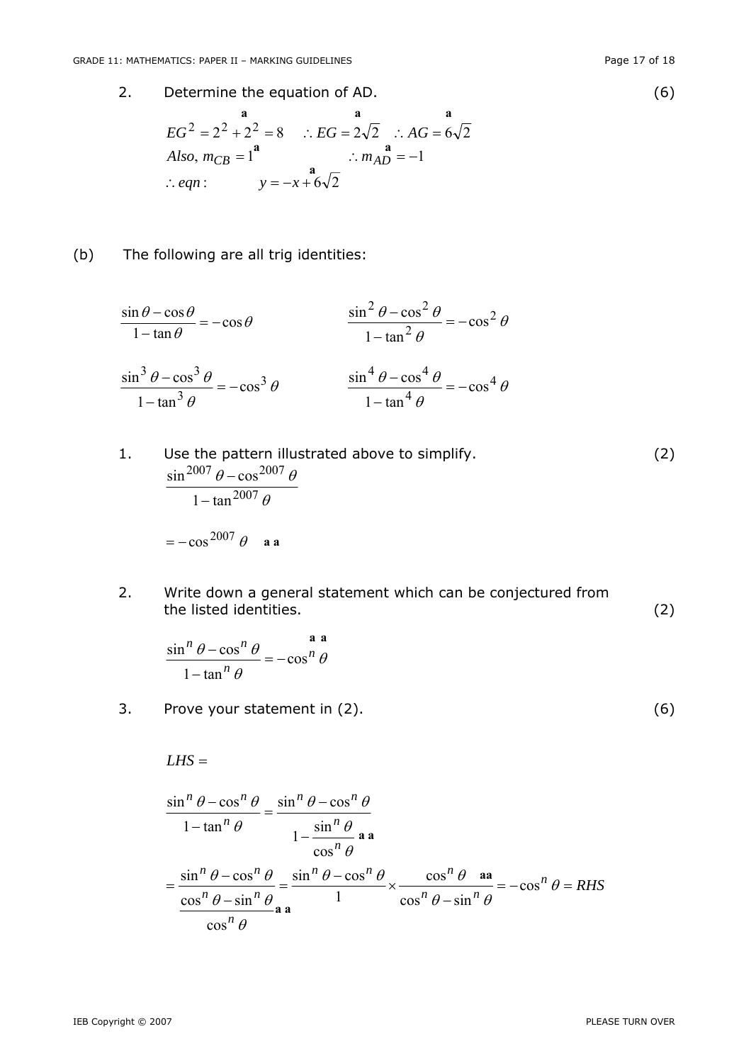2. Determine the equation of AD. (6)

$$EG^2 = 2^2 + 2^2 = 8 \quad \therefore EG = 2\sqrt{2} \quad \therefore AG = 6\sqrt{2}$$

$$Also,\ m_{CB} = 1 \qquad \therefore m_{AD} = -1$$

$$\therefore eqn: \qquad y = -x + 6\sqrt{2}$$

(b) The following are all trig identities:

$$\frac{\sin\theta - \cos\theta}{1-\tan\theta} = -\cos\theta \qquad \frac{\sin^2\theta - \cos^2\theta}{1-\tan^2\theta} = -\cos^2\theta$$

$$\frac{\sin^3\theta - \cos^3\theta}{1-\tan^3\theta} = -\cos^3\theta \qquad \frac{\sin^4\theta - \cos^4\theta}{1-\tan^4\theta} = -\cos^4\theta$$

1. Use the pattern illustrated above to simplify. (2)

$$\frac{\sin^{2007}\theta - \cos^{2007}\theta}{1-\tan^{2007}\theta}$$

$$= -\cos^{2007}\theta \quad \text{a a}$$

2. Write down a general statement which can be conjectured from the listed identities. (2)

$$\frac{\sin^n\theta - \cos^n\theta}{1-\tan^n\theta} = -\cos^n\theta \quad \text{a a}$$

3. Prove your statement in (2). (6)

$LHS =$

$$\frac{\sin^n\theta - \cos^n\theta}{1-\tan^n\theta} = \frac{\sin^n\theta - \cos^n\theta}{1-\frac{\sin^n\theta}{\cos^n\theta}} \quad \text{a a}$$

$$= \frac{\sin^n\theta - \cos^n\theta}{\frac{\cos^n\theta - \sin^n\theta}{\cos^n\theta}} \text{ a a} = \frac{\sin^n\theta - \cos^n\theta}{1} \times \frac{\cos^n\theta}{\cos^n\theta - \sin^n\theta} \text{ aa} = -\cos^n\theta = RHS$$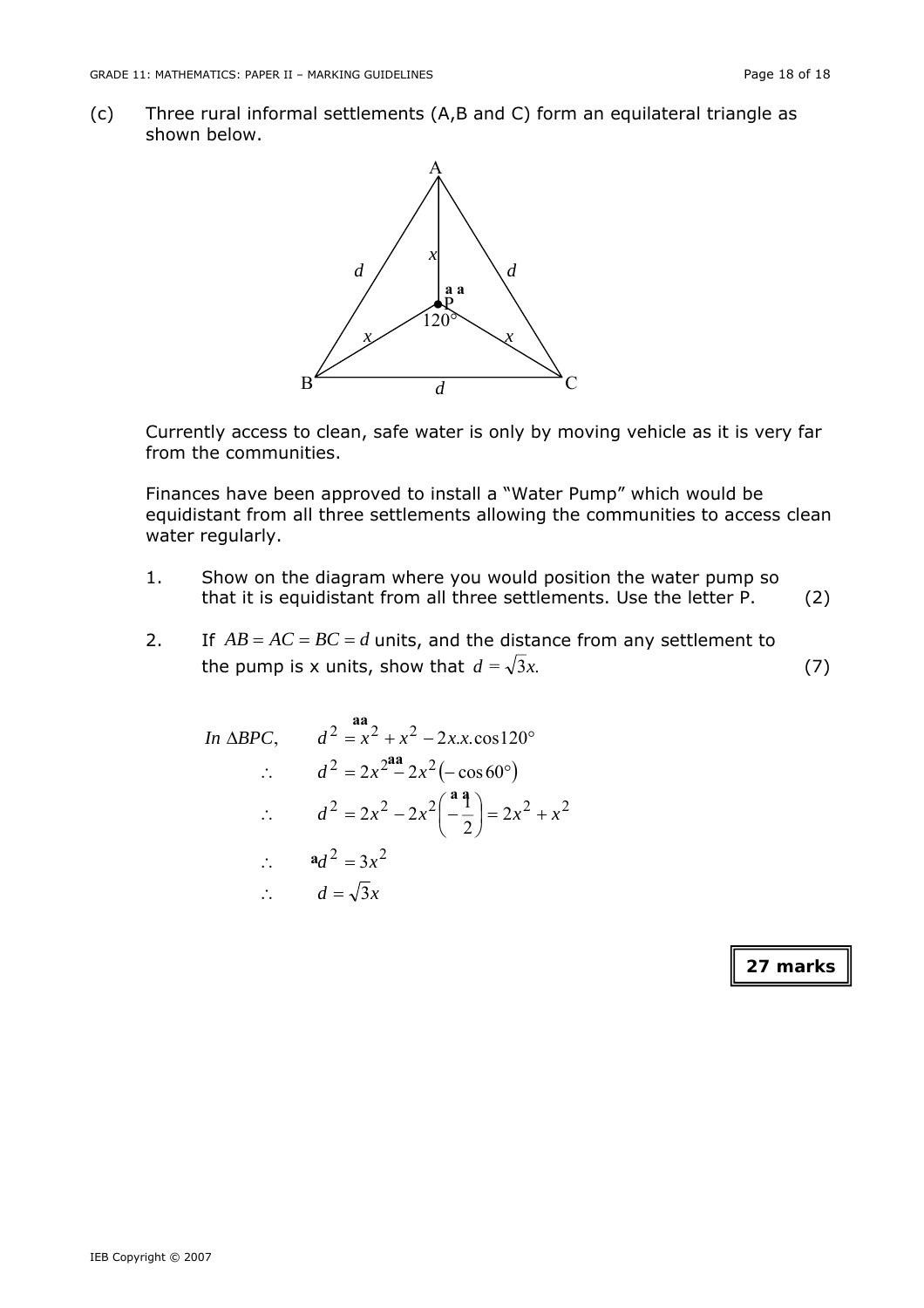(c) Three rural informal settlements (A,B and C) form an equilateral triangle as shown below.

A

d d

x

P

120°

x x

B d C

Currently access to clean, safe water is only by moving vehicle as it is very far from the communities.

Finances have been approved to install a "Water Pump" which would be equidistant from all three settlements allowing the communities to access clean water regularly.

1. Show on the diagram where you would position the water pump so that it is equidistant from all three settlements. Use the letter P. (2)

2. If $AB = AC = BC = d$ units, and the distance from any settlement to the pump is x units, show that $d = \sqrt{3}x.$ (7)

In $\Delta BPC$, $d^2 = x^2 + x^2 - 2x.x.\cos 120°$

$\therefore \quad d^2 = 2x^2 - 2x^2\left(-\cos 60°\right)$

$\therefore \quad d^2 = 2x^2 - 2x^2\left(-\frac{1}{2}\right) = 2x^2 + x^2$

$\therefore \quad d^2 = 3x^2$

$\therefore \quad d = \sqrt{3}x$

**27 marks**